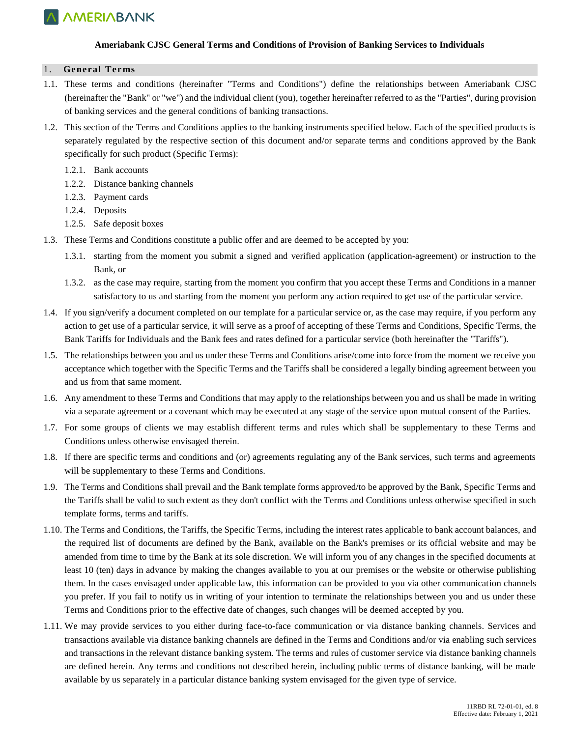# Ameriabank CJSC General Terms and Conditions of Provision of Banking Services to Individuals

## 1. General Terms

1.1. These terms and conditions (hereinafter "Terms and Conditions") define the relationships between Ameriabank CJSC (hereinafter the "Bank" or "we") and the individual client (you), together hereinafter referred to as the "Parties", during provision of banking services and the general conditions of banking transactions.

1.2. This section of the Terms and Conditions applies to the banking instruments specified below. Each of the specified products is separately regulated by the respective section of this document and/or separate terms and conditions approved by the Bank specifically for such product (Specific Terms):

- 1.2.1. Bank accounts
- 1.2.2. Distance banking channels
- 1.2.3. Payment cards
- 1.2.4. Deposits
- 1.2.5. Safe deposit boxes

1.3. These Terms and Conditions constitute a public offer and are deemed to be accepted by you:

- 1.3.1. starting from the moment you submit a signed and verified application (application-agreement) or instruction to the Bank, or
- 1.3.2. as the case may require, starting from the moment you confirm that you accept these Terms and Conditions in a manner satisfactory to us and starting from the moment you perform any action required to get use of the particular service.

1.4. If you sign/verify a document completed on our template for a particular service or, as the case may require, if you perform any action to get use of a particular service, it will serve as a proof of accepting of these Terms and Conditions, Specific Terms, the Bank Tariffs for Individuals and the Bank fees and rates defined for a particular service (both hereinafter the "Tariffs").

1.5. The relationships between you and us under these Terms and Conditions arise/come into force from the moment we receive you acceptance which together with the Specific Terms and the Tariffs shall be considered a legally binding agreement between you and us from that same moment.

1.6. Any amendment to these Terms and Conditions that may apply to the relationships between you and us shall be made in writing via a separate agreement or a covenant which may be executed at any stage of the service upon mutual consent of the Parties.

1.7. For some groups of clients we may establish different terms and rules which shall be supplementary to these Terms and Conditions unless otherwise envisaged therein.

1.8. If there are specific terms and conditions and (or) agreements regulating any of the Bank services, such terms and agreements will be supplementary to these Terms and Conditions.

1.9. The Terms and Conditions shall prevail and the Bank template forms approved/to be approved by the Bank, Specific Terms and the Tariffs shall be valid to such extent as they don't conflict with the Terms and Conditions unless otherwise specified in such template forms, terms and tariffs.

1.10. The Terms and Conditions, the Tariffs, the Specific Terms, including the interest rates applicable to bank account balances, and the required list of documents are defined by the Bank, available on the Bank's premises or its official website and may be amended from time to time by the Bank at its sole discretion. We will inform you of any changes in the specified documents at least 10 (ten) days in advance by making the changes available to you at our premises or the website or otherwise publishing them. In the cases envisaged under applicable law, this information can be provided to you via other communication channels you prefer. If you fail to notify us in writing of your intention to terminate the relationships between you and us under these Terms and Conditions prior to the effective date of changes, such changes will be deemed accepted by you.

1.11. We may provide services to you either during face-to-face communication or via distance banking channels. Services and transactions available via distance banking channels are defined in the Terms and Conditions and/or via enabling such services and transactions in the relevant distance banking system. The terms and rules of customer service via distance banking channels are defined herein. Any terms and conditions not described herein, including public terms of distance banking, will be made available by us separately in a particular distance banking system envisaged for the given type of service.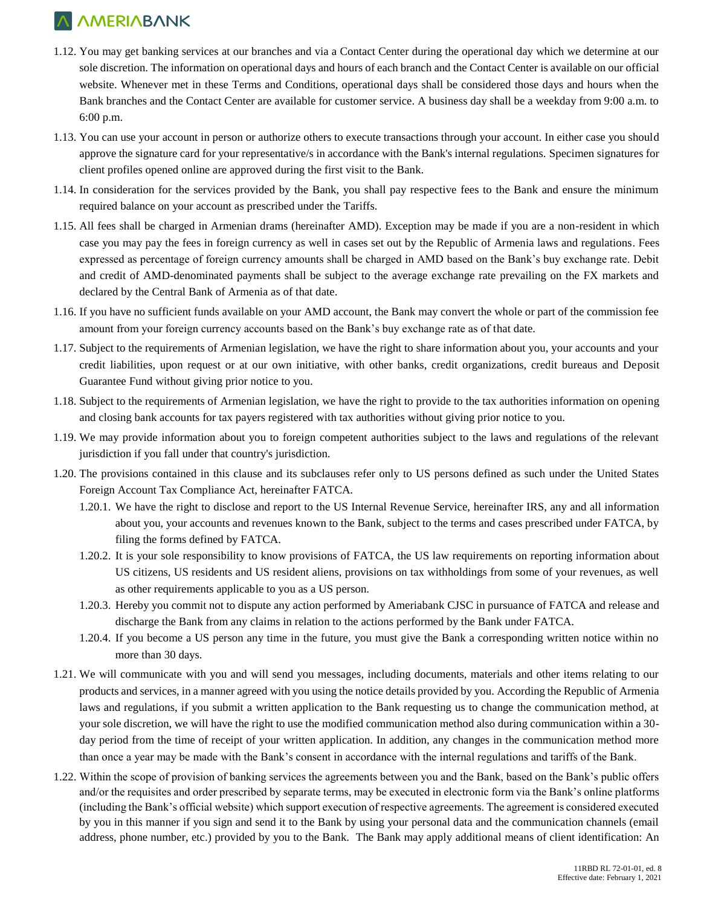1.12. You may get banking services at our branches and via a Contact Center during the operational day which we determine at our sole discretion. The information on operational days and hours of each branch and the Contact Center is available on our official website. Whenever met in these Terms and Conditions, operational days shall be considered those days and hours when the Bank branches and the Contact Center are available for customer service. A business day shall be a weekday from 9:00 a.m. to 6:00 p.m.

1.13. You can use your account in person or authorize others to execute transactions through your account. In either case you should approve the signature card for your representative/s in accordance with the Bank's internal regulations. Specimen signatures for client profiles opened online are approved during the first visit to the Bank.

1.14. In consideration for the services provided by the Bank, you shall pay respective fees to the Bank and ensure the minimum required balance on your account as prescribed under the Tariffs.

1.15. All fees shall be charged in Armenian drams (hereinafter AMD). Exception may be made if you are a non-resident in which case you may pay the fees in foreign currency as well in cases set out by the Republic of Armenia laws and regulations. Fees expressed as percentage of foreign currency amounts shall be charged in AMD based on the Bank's buy exchange rate. Debit and credit of AMD-denominated payments shall be subject to the average exchange rate prevailing on the FX markets and declared by the Central Bank of Armenia as of that date.

1.16. If you have no sufficient funds available on your AMD account, the Bank may convert the whole or part of the commission fee amount from your foreign currency accounts based on the Bank's buy exchange rate as of that date.

1.17. Subject to the requirements of Armenian legislation, we have the right to share information about you, your accounts and your credit liabilities, upon request or at our own initiative, with other banks, credit organizations, credit bureaus and Deposit Guarantee Fund without giving prior notice to you.

1.18. Subject to the requirements of Armenian legislation, we have the right to provide to the tax authorities information on opening and closing bank accounts for tax payers registered with tax authorities without giving prior notice to you.

1.19. We may provide information about you to foreign competent authorities subject to the laws and regulations of the relevant jurisdiction if you fall under that country's jurisdiction.

1.20. The provisions contained in this clause and its subclauses refer only to US persons defined as such under the United States Foreign Account Tax Compliance Act, hereinafter FATCA.

   1.20.1. We have the right to disclose and report to the US Internal Revenue Service, hereinafter IRS, any and all information about you, your accounts and revenues known to the Bank, subject to the terms and cases prescribed under FATCA, by filing the forms defined by FATCA.

   1.20.2. It is your sole responsibility to know provisions of FATCA, the US law requirements on reporting information about US citizens, US residents and US resident aliens, provisions on tax withholdings from some of your revenues, as well as other requirements applicable to you as a US person.

   1.20.3. Hereby you commit not to dispute any action performed by Ameriabank CJSC in pursuance of FATCA and release and discharge the Bank from any claims in relation to the actions performed by the Bank under FATCA.

   1.20.4. If you become a US person any time in the future, you must give the Bank a corresponding written notice within no more than 30 days.

1.21. We will communicate with you and will send you messages, including documents, materials and other items relating to our products and services, in a manner agreed with you using the notice details provided by you. According the Republic of Armenia laws and regulations, if you submit a written application to the Bank requesting us to change the communication method, at your sole discretion, we will have the right to use the modified communication method also during communication within a 30-day period from the time of receipt of your written application. In addition, any changes in the communication method more than once a year may be made with the Bank's consent in accordance with the internal regulations and tariffs of the Bank.

1.22. Within the scope of provision of banking services the agreements between you and the Bank, based on the Bank's public offers and/or the requisites and order prescribed by separate terms, may be executed in electronic form via the Bank's online platforms (including the Bank's official website) which support execution of respective agreements. The agreement is considered executed by you in this manner if you sign and send it to the Bank by using your personal data and the communication channels (email address, phone number, etc.) provided by you to the Bank. The Bank may apply additional means of client identification: An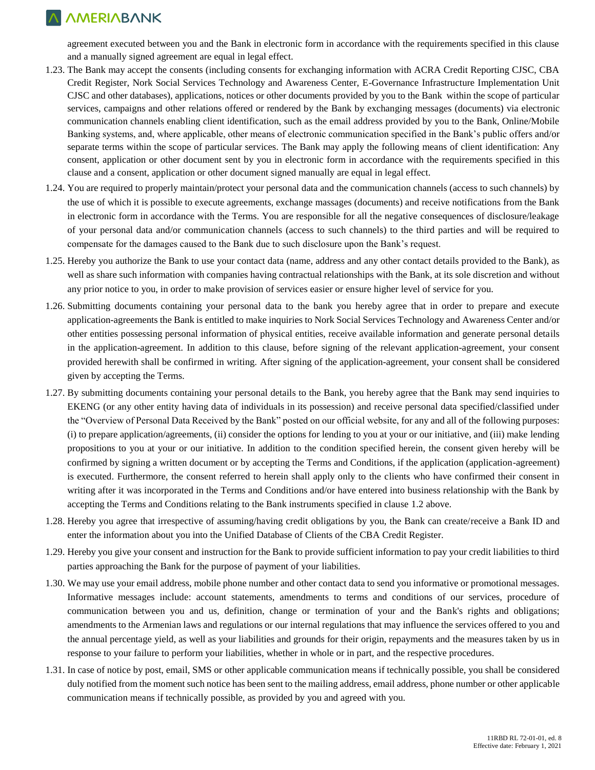agreement executed between you and the Bank in electronic form in accordance with the requirements specified in this clause and a manually signed agreement are equal in legal effect.

1.23. The Bank may accept the consents (including consents for exchanging information with ACRA Credit Reporting CJSC, CBA Credit Register, Nork Social Services Technology and Awareness Center, E-Governance Infrastructure Implementation Unit CJSC and other databases), applications, notices or other documents provided by you to the Bank within the scope of particular services, campaigns and other relations offered or rendered by the Bank by exchanging messages (documents) via electronic communication channels enabling client identification, such as the email address provided by you to the Bank, Online/Mobile Banking systems, and, where applicable, other means of electronic communication specified in the Bank's public offers and/or separate terms within the scope of particular services. The Bank may apply the following means of client identification: Any consent, application or other document sent by you in electronic form in accordance with the requirements specified in this clause and a consent, application or other document signed manually are equal in legal effect.

1.24. You are required to properly maintain/protect your personal data and the communication channels (access to such channels) by the use of which it is possible to execute agreements, exchange massages (documents) and receive notifications from the Bank in electronic form in accordance with the Terms. You are responsible for all the negative consequences of disclosure/leakage of your personal data and/or communication channels (access to such channels) to the third parties and will be required to compensate for the damages caused to the Bank due to such disclosure upon the Bank's request.

1.25. Hereby you authorize the Bank to use your contact data (name, address and any other contact details provided to the Bank), as well as share such information with companies having contractual relationships with the Bank, at its sole discretion and without any prior notice to you, in order to make provision of services easier or ensure higher level of service for you.

1.26. Submitting documents containing your personal data to the bank you hereby agree that in order to prepare and execute application-agreements the Bank is entitled to make inquiries to Nork Social Services Technology and Awareness Center and/or other entities possessing personal information of physical entities, receive available information and generate personal details in the application-agreement. In addition to this clause, before signing of the relevant application-agreement, your consent provided herewith shall be confirmed in writing. After signing of the application-agreement, your consent shall be considered given by accepting the Terms.

1.27. By submitting documents containing your personal details to the Bank, you hereby agree that the Bank may send inquiries to EKENG (or any other entity having data of individuals in its possession) and receive personal data specified/classified under the "Overview of Personal Data Received by the Bank" posted on our official website, for any and all of the following purposes: (i) to prepare application/agreements, (ii) consider the options for lending to you at your or our initiative, and (iii) make lending propositions to you at your or our initiative. In addition to the condition specified herein, the consent given hereby will be confirmed by signing a written document or by accepting the Terms and Conditions, if the application (application-agreement) is executed. Furthermore, the consent referred to herein shall apply only to the clients who have confirmed their consent in writing after it was incorporated in the Terms and Conditions and/or have entered into business relationship with the Bank by accepting the Terms and Conditions relating to the Bank instruments specified in clause 1.2 above.

1.28. Hereby you agree that irrespective of assuming/having credit obligations by you, the Bank can create/receive a Bank ID and enter the information about you into the Unified Database of Clients of the CBA Credit Register.

1.29. Hereby you give your consent and instruction for the Bank to provide sufficient information to pay your credit liabilities to third parties approaching the Bank for the purpose of payment of your liabilities.

1.30. We may use your email address, mobile phone number and other contact data to send you informative or promotional messages. Informative messages include: account statements, amendments to terms and conditions of our services, procedure of communication between you and us, definition, change or termination of your and the Bank's rights and obligations; amendments to the Armenian laws and regulations or our internal regulations that may influence the services offered to you and the annual percentage yield, as well as your liabilities and grounds for their origin, repayments and the measures taken by us in response to your failure to perform your liabilities, whether in whole or in part, and the respective procedures.

1.31. In case of notice by post, email, SMS or other applicable communication means if technically possible, you shall be considered duly notified from the moment such notice has been sent to the mailing address, email address, phone number or other applicable communication means if technically possible, as provided by you and agreed with you.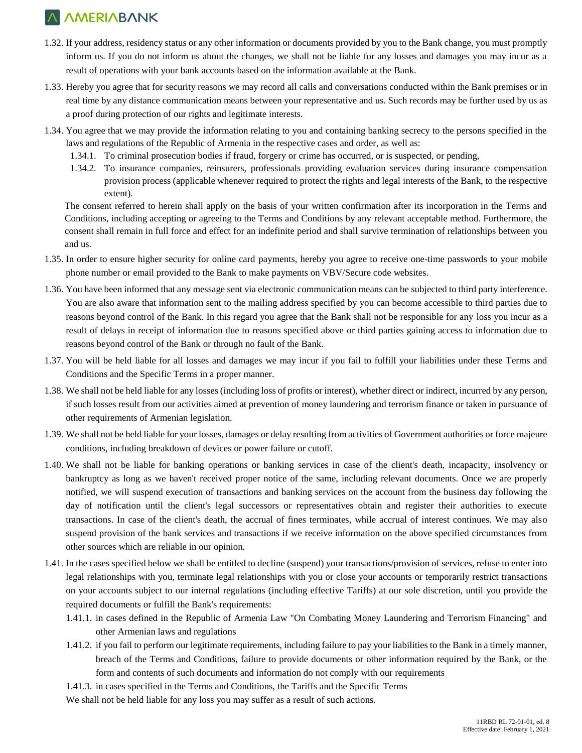1.32. If your address, residency status or any other information or documents provided by you to the Bank change, you must promptly inform us. If you do not inform us about the changes, we shall not be liable for any losses and damages you may incur as a result of operations with your bank accounts based on the information available at the Bank.

1.33. Hereby you agree that for security reasons we may record all calls and conversations conducted within the Bank premises or in real time by any distance communication means between your representative and us. Such records may be further used by us as a proof during protection of our rights and legitimate interests.

1.34. You agree that we may provide the information relating to you and containing banking secrecy to the persons specified in the laws and regulations of the Republic of Armenia in the respective cases and order, as well as:

   1.34.1. To criminal prosecution bodies if fraud, forgery or crime has occurred, or is suspected, or pending,

   1.34.2. To insurance companies, reinsurers, professionals providing evaluation services during insurance compensation provision process (applicable whenever required to protect the rights and legal interests of the Bank, to the respective extent).

   The consent referred to herein shall apply on the basis of your written confirmation after its incorporation in the Terms and Conditions, including accepting or agreeing to the Terms and Conditions by any relevant acceptable method. Furthermore, the consent shall remain in full force and effect for an indefinite period and shall survive termination of relationships between you and us.

1.35. In order to ensure higher security for online card payments, hereby you agree to receive one-time passwords to your mobile phone number or email provided to the Bank to make payments on VBV/Secure code websites.

1.36. You have been informed that any message sent via electronic communication means can be subjected to third party interference. You are also aware that information sent to the mailing address specified by you can become accessible to third parties due to reasons beyond control of the Bank. In this regard you agree that the Bank shall not be responsible for any loss you incur as a result of delays in receipt of information due to reasons specified above or third parties gaining access to information due to reasons beyond control of the Bank or through no fault of the Bank.

1.37. You will be held liable for all losses and damages we may incur if you fail to fulfill your liabilities under these Terms and Conditions and the Specific Terms in a proper manner.

1.38. We shall not be held liable for any losses (including loss of profits or interest), whether direct or indirect, incurred by any person, if such losses result from our activities aimed at prevention of money laundering and terrorism finance or taken in pursuance of other requirements of Armenian legislation.

1.39. We shall not be held liable for your losses, damages or delay resulting from activities of Government authorities or force majeure conditions, including breakdown of devices or power failure or cutoff.

1.40. We shall not be liable for banking operations or banking services in case of the client's death, incapacity, insolvency or bankruptcy as long as we haven't received proper notice of the same, including relevant documents. Once we are properly notified, we will suspend execution of transactions and banking services on the account from the business day following the day of notification until the client's legal successors or representatives obtain and register their authorities to execute transactions. In case of the client's death, the accrual of fines terminates, while accrual of interest continues. We may also suspend provision of the bank services and transactions if we receive information on the above specified circumstances from other sources which are reliable in our opinion.

1.41. In the cases specified below we shall be entitled to decline (suspend) your transactions/provision of services, refuse to enter into legal relationships with you, terminate legal relationships with you or close your accounts or temporarily restrict transactions on your accounts subject to our internal regulations (including effective Tariffs) at our sole discretion, until you provide the required documents or fulfill the Bank's requirements:

   1.41.1. in cases defined in the Republic of Armenia Law "On Combating Money Laundering and Terrorism Financing" and other Armenian laws and regulations

   1.41.2. if you fail to perform our legitimate requirements, including failure to pay your liabilities to the Bank in a timely manner, breach of the Terms and Conditions, failure to provide documents or other information required by the Bank, or the form and contents of such documents and information do not comply with our requirements

   1.41.3. in cases specified in the Terms and Conditions, the Tariffs and the Specific Terms

   We shall not be held liable for any loss you may suffer as a result of such actions.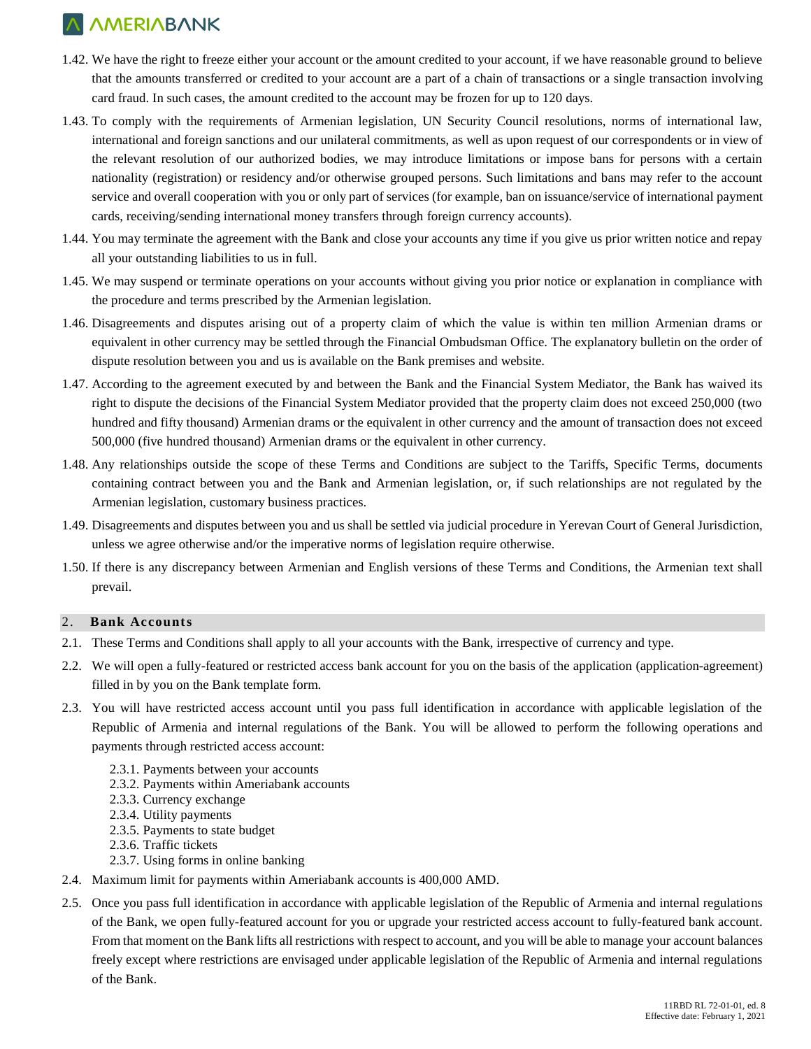1.42. We have the right to freeze either your account or the amount credited to your account, if we have reasonable ground to believe that the amounts transferred or credited to your account are a part of a chain of transactions or a single transaction involving card fraud. In such cases, the amount credited to the account may be frozen for up to 120 days.

1.43. To comply with the requirements of Armenian legislation, UN Security Council resolutions, norms of international law, international and foreign sanctions and our unilateral commitments, as well as upon request of our correspondents or in view of the relevant resolution of our authorized bodies, we may introduce limitations or impose bans for persons with a certain nationality (registration) or residency and/or otherwise grouped persons. Such limitations and bans may refer to the account service and overall cooperation with you or only part of services (for example, ban on issuance/service of international payment cards, receiving/sending international money transfers through foreign currency accounts).

1.44. You may terminate the agreement with the Bank and close your accounts any time if you give us prior written notice and repay all your outstanding liabilities to us in full.

1.45. We may suspend or terminate operations on your accounts without giving you prior notice or explanation in compliance with the procedure and terms prescribed by the Armenian legislation.

1.46. Disagreements and disputes arising out of a property claim of which the value is within ten million Armenian drams or equivalent in other currency may be settled through the Financial Ombudsman Office. The explanatory bulletin on the order of dispute resolution between you and us is available on the Bank premises and website.

1.47. According to the agreement executed by and between the Bank and the Financial System Mediator, the Bank has waived its right to dispute the decisions of the Financial System Mediator provided that the property claim does not exceed 250,000 (two hundred and fifty thousand) Armenian drams or the equivalent in other currency and the amount of transaction does not exceed 500,000 (five hundred thousand) Armenian drams or the equivalent in other currency.

1.48. Any relationships outside the scope of these Terms and Conditions are subject to the Tariffs, Specific Terms, documents containing contract between you and the Bank and Armenian legislation, or, if such relationships are not regulated by the Armenian legislation, customary business practices.

1.49. Disagreements and disputes between you and us shall be settled via judicial procedure in Yerevan Court of General Jurisdiction, unless we agree otherwise and/or the imperative norms of legislation require otherwise.

1.50. If there is any discrepancy between Armenian and English versions of these Terms and Conditions, the Armenian text shall prevail.

## 2. Bank Accounts

2.1. These Terms and Conditions shall apply to all your accounts with the Bank, irrespective of currency and type.

2.2. We will open a fully-featured or restricted access bank account for you on the basis of the application (application-agreement) filled in by you on the Bank template form.

2.3. You will have restricted access account until you pass full identification in accordance with applicable legislation of the Republic of Armenia and internal regulations of the Bank. You will be allowed to perform the following operations and payments through restricted access account:

- 2.3.1. Payments between your accounts
- 2.3.2. Payments within Ameriabank accounts
- 2.3.3. Currency exchange
- 2.3.4. Utility payments
- 2.3.5. Payments to state budget
- 2.3.6. Traffic tickets
- 2.3.7. Using forms in online banking

2.4. Maximum limit for payments within Ameriabank accounts is 400,000 AMD.

2.5. Once you pass full identification in accordance with applicable legislation of the Republic of Armenia and internal regulations of the Bank, we open fully-featured account for you or upgrade your restricted access account to fully-featured bank account. From that moment on the Bank lifts all restrictions with respect to account, and you will be able to manage your account balances freely except where restrictions are envisaged under applicable legislation of the Republic of Armenia and internal regulations of the Bank.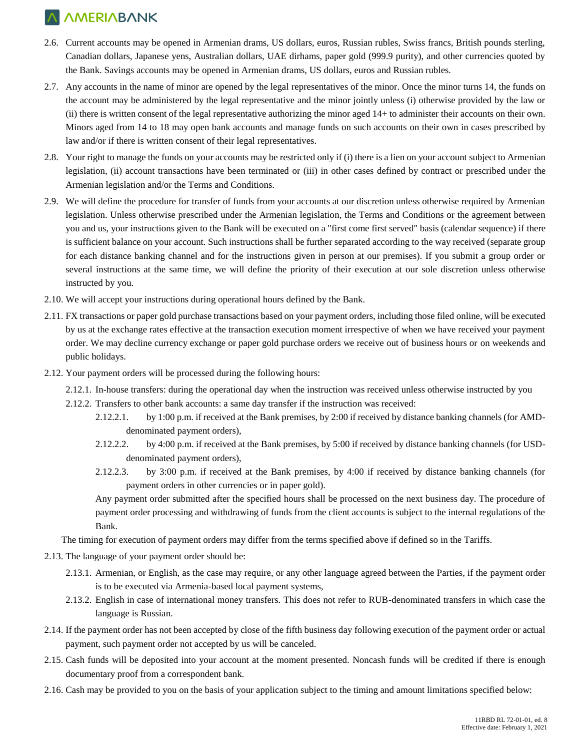2.6. Current accounts may be opened in Armenian drams, US dollars, euros, Russian rubles, Swiss francs, British pounds sterling, Canadian dollars, Japanese yens, Australian dollars, UAE dirhams, paper gold (999.9 purity), and other currencies quoted by the Bank. Savings accounts may be opened in Armenian drams, US dollars, euros and Russian rubles.

2.7. Any accounts in the name of minor are opened by the legal representatives of the minor. Once the minor turns 14, the funds on the account may be administered by the legal representative and the minor jointly unless (i) otherwise provided by the law or (ii) there is written consent of the legal representative authorizing the minor aged 14+ to administer their accounts on their own. Minors aged from 14 to 18 may open bank accounts and manage funds on such accounts on their own in cases prescribed by law and/or if there is written consent of their legal representatives.

2.8. Your right to manage the funds on your accounts may be restricted only if (i) there is a lien on your account subject to Armenian legislation, (ii) account transactions have been terminated or (iii) in other cases defined by contract or prescribed under the Armenian legislation and/or the Terms and Conditions.

2.9. We will define the procedure for transfer of funds from your accounts at our discretion unless otherwise required by Armenian legislation. Unless otherwise prescribed under the Armenian legislation, the Terms and Conditions or the agreement between you and us, your instructions given to the Bank will be executed on a "first come first served" basis (calendar sequence) if there is sufficient balance on your account. Such instructions shall be further separated according to the way received (separate group for each distance banking channel and for the instructions given in person at our premises). If you submit a group order or several instructions at the same time, we will define the priority of their execution at our sole discretion unless otherwise instructed by you.

2.10. We will accept your instructions during operational hours defined by the Bank.

2.11. FX transactions or paper gold purchase transactions based on your payment orders, including those filed online, will be executed by us at the exchange rates effective at the transaction execution moment irrespective of when we have received your payment order. We may decline currency exchange or paper gold purchase orders we receive out of business hours or on weekends and public holidays.

2.12. Your payment orders will be processed during the following hours:

2.12.1. In-house transfers: during the operational day when the instruction was received unless otherwise instructed by you

2.12.2. Transfers to other bank accounts: a same day transfer if the instruction was received:

2.12.2.1. by 1:00 p.m. if received at the Bank premises, by 2:00 if received by distance banking channels (for AMD-denominated payment orders),

2.12.2.2. by 4:00 p.m. if received at the Bank premises, by 5:00 if received by distance banking channels (for USD-denominated payment orders),

2.12.2.3. by 3:00 p.m. if received at the Bank premises, by 4:00 if received by distance banking channels (for payment orders in other currencies or in paper gold).

Any payment order submitted after the specified hours shall be processed on the next business day. The procedure of payment order processing and withdrawing of funds from the client accounts is subject to the internal regulations of the Bank.

The timing for execution of payment orders may differ from the terms specified above if defined so in the Tariffs.

2.13. The language of your payment order should be:

2.13.1. Armenian, or English, as the case may require, or any other language agreed between the Parties, if the payment order is to be executed via Armenia-based local payment systems,

2.13.2. English in case of international money transfers. This does not refer to RUB-denominated transfers in which case the language is Russian.

2.14. If the payment order has not been accepted by close of the fifth business day following execution of the payment order or actual payment, such payment order not accepted by us will be canceled.

2.15. Cash funds will be deposited into your account at the moment presented. Noncash funds will be credited if there is enough documentary proof from a correspondent bank.

2.16. Cash may be provided to you on the basis of your application subject to the timing and amount limitations specified below: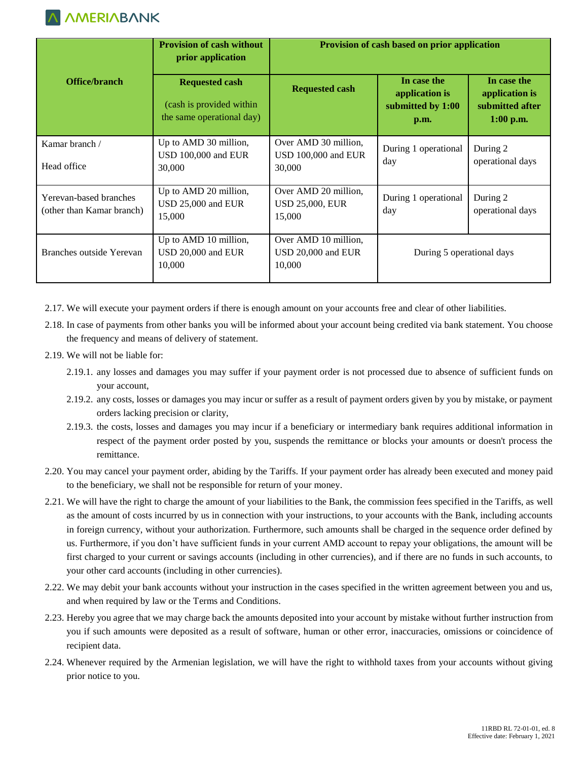| Office/branch | Provision of cash without prior application | Provision of cash based on prior application | | |
|---|---|---|---|---|
| | Requested cash (cash is provided within the same operational day) | Requested cash | In case the application is submitted by 1:00 p.m. | In case the application is submitted after 1:00 p.m. |
| Kamar branch / Head office | Up to AMD 30 million, USD 100,000 and EUR 30,000 | Over AMD 30 million, USD 100,000 and EUR 30,000 | During 1 operational day | During 2 operational days |
| Yerevan-based branches (other than Kamar branch) | Up to AMD 20 million, USD 25,000 and EUR 15,000 | Over AMD 20 million, USD 25,000, EUR 15,000 | During 1 operational day | During 2 operational days |
| Branches outside Yerevan | Up to AMD 10 million, USD 20,000 and EUR 10,000 | Over AMD 10 million, USD 20,000 and EUR 10,000 | During 5 operational days | |

2.17. We will execute your payment orders if there is enough amount on your accounts free and clear of other liabilities.

2.18. In case of payments from other banks you will be informed about your account being credited via bank statement. You choose the frequency and means of delivery of statement.

2.19. We will not be liable for:

2.19.1. any losses and damages you may suffer if your payment order is not processed due to absence of sufficient funds on your account,

2.19.2. any costs, losses or damages you may incur or suffer as a result of payment orders given by you by mistake, or payment orders lacking precision or clarity,

2.19.3. the costs, losses and damages you may incur if a beneficiary or intermediary bank requires additional information in respect of the payment order posted by you, suspends the remittance or blocks your amounts or doesn't process the remittance.

2.20. You may cancel your payment order, abiding by the Tariffs. If your payment order has already been executed and money paid to the beneficiary, we shall not be responsible for return of your money.

2.21. We will have the right to charge the amount of your liabilities to the Bank, the commission fees specified in the Tariffs, as well as the amount of costs incurred by us in connection with your instructions, to your accounts with the Bank, including accounts in foreign currency, without your authorization. Furthermore, such amounts shall be charged in the sequence order defined by us. Furthermore, if you don't have sufficient funds in your current AMD account to repay your obligations, the amount will be first charged to your current or savings accounts (including in other currencies), and if there are no funds in such accounts, to your other card accounts (including in other currencies).

2.22. We may debit your bank accounts without your instruction in the cases specified in the written agreement between you and us, and when required by law or the Terms and Conditions.

2.23. Hereby you agree that we may charge back the amounts deposited into your account by mistake without further instruction from you if such amounts were deposited as a result of software, human or other error, inaccuracies, omissions or coincidence of recipient data.

2.24. Whenever required by the Armenian legislation, we will have the right to withhold taxes from your accounts without giving prior notice to you.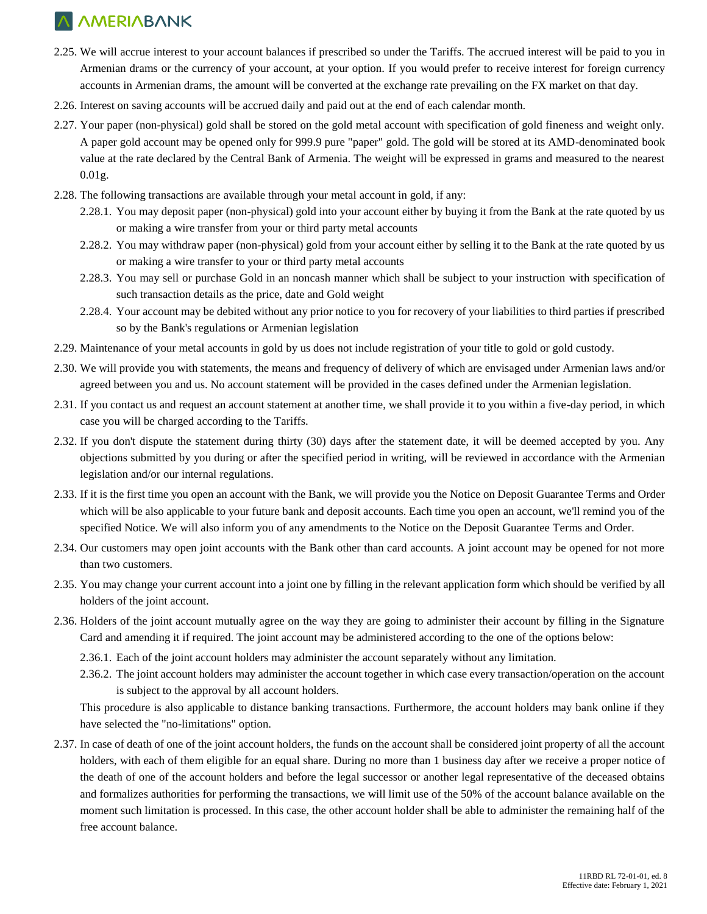2.25. We will accrue interest to your account balances if prescribed so under the Tariffs. The accrued interest will be paid to you in Armenian drams or the currency of your account, at your option. If you would prefer to receive interest for foreign currency accounts in Armenian drams, the amount will be converted at the exchange rate prevailing on the FX market on that day.

2.26. Interest on saving accounts will be accrued daily and paid out at the end of each calendar month.

2.27. Your paper (non-physical) gold shall be stored on the gold metal account with specification of gold fineness and weight only. A paper gold account may be opened only for 999.9 pure "paper" gold. The gold will be stored at its AMD-denominated book value at the rate declared by the Central Bank of Armenia. The weight will be expressed in grams and measured to the nearest 0.01g.

2.28. The following transactions are available through your metal account in gold, if any:

- 2.28.1. You may deposit paper (non-physical) gold into your account either by buying it from the Bank at the rate quoted by us or making a wire transfer from your or third party metal accounts
- 2.28.2. You may withdraw paper (non-physical) gold from your account either by selling it to the Bank at the rate quoted by us or making a wire transfer to your or third party metal accounts
- 2.28.3. You may sell or purchase Gold in an noncash manner which shall be subject to your instruction with specification of such transaction details as the price, date and Gold weight
- 2.28.4. Your account may be debited without any prior notice to you for recovery of your liabilities to third parties if prescribed so by the Bank's regulations or Armenian legislation

2.29. Maintenance of your metal accounts in gold by us does not include registration of your title to gold or gold custody.

2.30. We will provide you with statements, the means and frequency of delivery of which are envisaged under Armenian laws and/or agreed between you and us. No account statement will be provided in the cases defined under the Armenian legislation.

2.31. If you contact us and request an account statement at another time, we shall provide it to you within a five-day period, in which case you will be charged according to the Tariffs.

2.32. If you don't dispute the statement during thirty (30) days after the statement date, it will be deemed accepted by you. Any objections submitted by you during or after the specified period in writing, will be reviewed in accordance with the Armenian legislation and/or our internal regulations.

2.33. If it is the first time you open an account with the Bank, we will provide you the Notice on Deposit Guarantee Terms and Order which will be also applicable to your future bank and deposit accounts. Each time you open an account, we'll remind you of the specified Notice. We will also inform you of any amendments to the Notice on the Deposit Guarantee Terms and Order.

2.34. Our customers may open joint accounts with the Bank other than card accounts. A joint account may be opened for not more than two customers.

2.35. You may change your current account into a joint one by filling in the relevant application form which should be verified by all holders of the joint account.

2.36. Holders of the joint account mutually agree on the way they are going to administer their account by filling in the Signature Card and amending it if required. The joint account may be administered according to the one of the options below:

- 2.36.1. Each of the joint account holders may administer the account separately without any limitation.
- 2.36.2. The joint account holders may administer the account together in which case every transaction/operation on the account is subject to the approval by all account holders.

This procedure is also applicable to distance banking transactions. Furthermore, the account holders may bank online if they have selected the "no-limitations" option.

2.37. In case of death of one of the joint account holders, the funds on the account shall be considered joint property of all the account holders, with each of them eligible for an equal share. During no more than 1 business day after we receive a proper notice of the death of one of the account holders and before the legal successor or another legal representative of the deceased obtains and formalizes authorities for performing the transactions, we will limit use of the 50% of the account balance available on the moment such limitation is processed. In this case, the other account holder shall be able to administer the remaining half of the free account balance.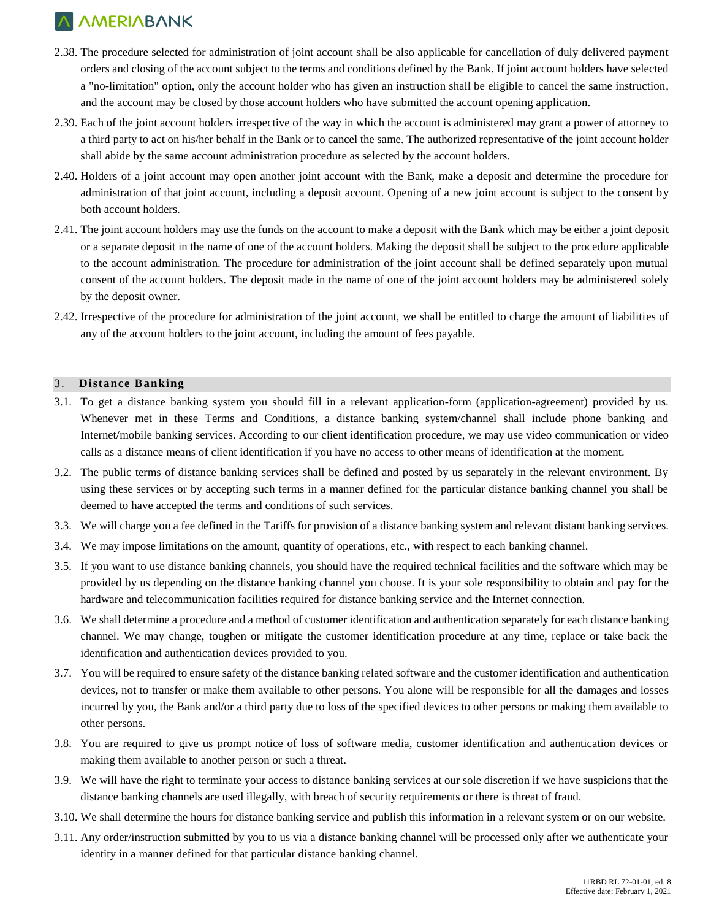2.38. The procedure selected for administration of joint account shall be also applicable for cancellation of duly delivered payment orders and closing of the account subject to the terms and conditions defined by the Bank. If joint account holders have selected a "no-limitation" option, only the account holder who has given an instruction shall be eligible to cancel the same instruction, and the account may be closed by those account holders who have submitted the account opening application.

2.39. Each of the joint account holders irrespective of the way in which the account is administered may grant a power of attorney to a third party to act on his/her behalf in the Bank or to cancel the same. The authorized representative of the joint account holder shall abide by the same account administration procedure as selected by the account holders.

2.40. Holders of a joint account may open another joint account with the Bank, make a deposit and determine the procedure for administration of that joint account, including a deposit account. Opening of a new joint account is subject to the consent by both account holders.

2.41. The joint account holders may use the funds on the account to make a deposit with the Bank which may be either a joint deposit or a separate deposit in the name of one of the account holders. Making the deposit shall be subject to the procedure applicable to the account administration. The procedure for administration of the joint account shall be defined separately upon mutual consent of the account holders. The deposit made in the name of one of the joint account holders may be administered solely by the deposit owner.

2.42. Irrespective of the procedure for administration of the joint account, we shall be entitled to charge the amount of liabilities of any of the account holders to the joint account, including the amount of fees payable.

## 3. Distance Banking

3.1. To get a distance banking system you should fill in a relevant application-form (application-agreement) provided by us. Whenever met in these Terms and Conditions, a distance banking system/channel shall include phone banking and Internet/mobile banking services. According to our client identification procedure, we may use video communication or video calls as a distance means of client identification if you have no access to other means of identification at the moment.

3.2. The public terms of distance banking services shall be defined and posted by us separately in the relevant environment. By using these services or by accepting such terms in a manner defined for the particular distance banking channel you shall be deemed to have accepted the terms and conditions of such services.

3.3. We will charge you a fee defined in the Tariffs for provision of a distance banking system and relevant distant banking services.

3.4. We may impose limitations on the amount, quantity of operations, etc., with respect to each banking channel.

3.5. If you want to use distance banking channels, you should have the required technical facilities and the software which may be provided by us depending on the distance banking channel you choose. It is your sole responsibility to obtain and pay for the hardware and telecommunication facilities required for distance banking service and the Internet connection.

3.6. We shall determine a procedure and a method of customer identification and authentication separately for each distance banking channel. We may change, toughen or mitigate the customer identification procedure at any time, replace or take back the identification and authentication devices provided to you.

3.7. You will be required to ensure safety of the distance banking related software and the customer identification and authentication devices, not to transfer or make them available to other persons. You alone will be responsible for all the damages and losses incurred by you, the Bank and/or a third party due to loss of the specified devices to other persons or making them available to other persons.

3.8. You are required to give us prompt notice of loss of software media, customer identification and authentication devices or making them available to another person or such a threat.

3.9. We will have the right to terminate your access to distance banking services at our sole discretion if we have suspicions that the distance banking channels are used illegally, with breach of security requirements or there is threat of fraud.

3.10. We shall determine the hours for distance banking service and publish this information in a relevant system or on our website.

3.11. Any order/instruction submitted by you to us via a distance banking channel will be processed only after we authenticate your identity in a manner defined for that particular distance banking channel.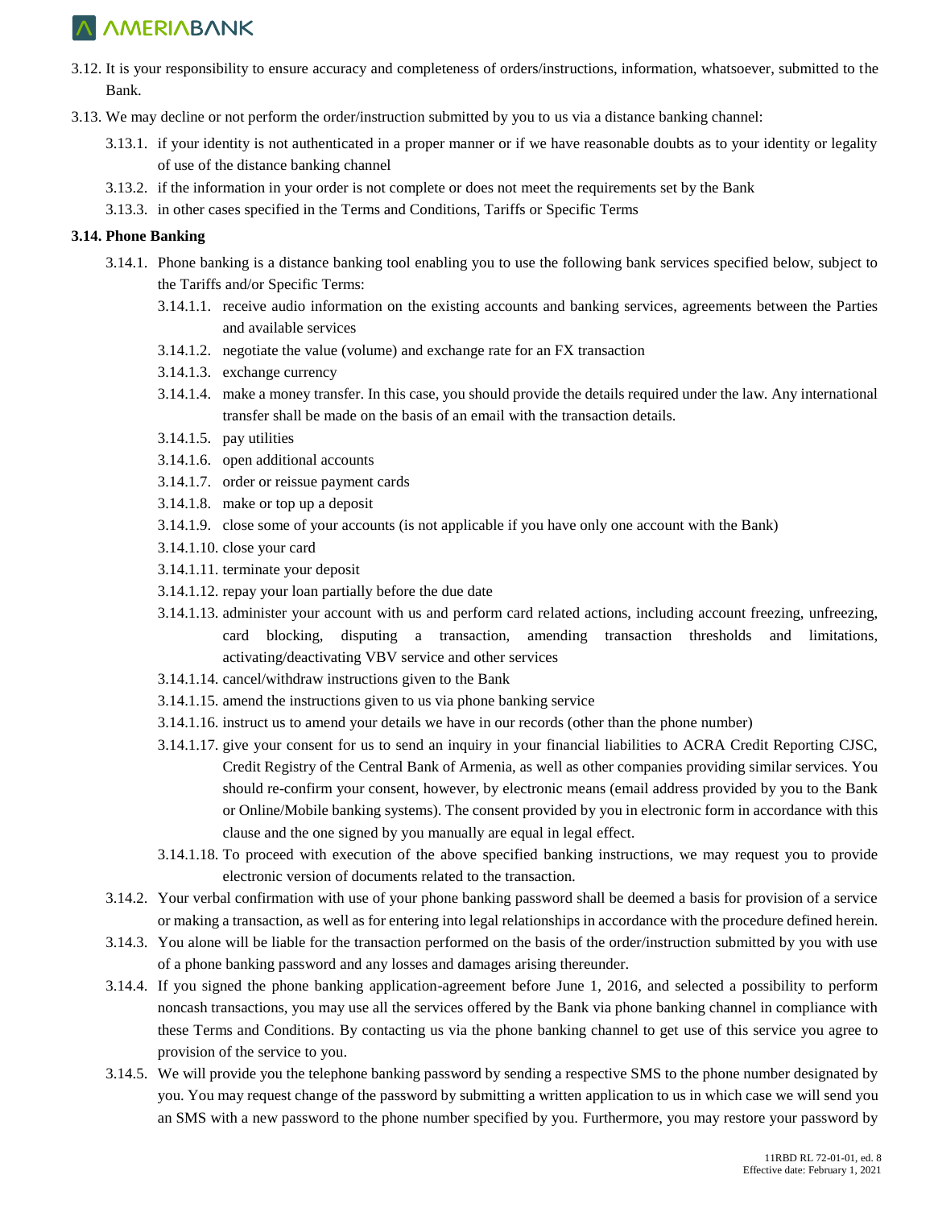3.12. It is your responsibility to ensure accuracy and completeness of orders/instructions, information, whatsoever, submitted to the Bank.

3.13. We may decline or not perform the order/instruction submitted by you to us via a distance banking channel:

- 3.13.1. if your identity is not authenticated in a proper manner or if we have reasonable doubts as to your identity or legality of use of the distance banking channel
- 3.13.2. if the information in your order is not complete or does not meet the requirements set by the Bank
- 3.13.3. in other cases specified in the Terms and Conditions, Tariffs or Specific Terms

**3.14. Phone Banking**

- 3.14.1. Phone banking is a distance banking tool enabling you to use the following bank services specified below, subject to the Tariffs and/or Specific Terms:
  - 3.14.1.1. receive audio information on the existing accounts and banking services, agreements between the Parties and available services
  - 3.14.1.2. negotiate the value (volume) and exchange rate for an FX transaction
  - 3.14.1.3. exchange currency
  - 3.14.1.4. make a money transfer. In this case, you should provide the details required under the law. Any international transfer shall be made on the basis of an email with the transaction details.
  - 3.14.1.5. pay utilities
  - 3.14.1.6. open additional accounts
  - 3.14.1.7. order or reissue payment cards
  - 3.14.1.8. make or top up a deposit
  - 3.14.1.9. close some of your accounts (is not applicable if you have only one account with the Bank)
  - 3.14.1.10. close your card
  - 3.14.1.11. terminate your deposit
  - 3.14.1.12. repay your loan partially before the due date
  - 3.14.1.13. administer your account with us and perform card related actions, including account freezing, unfreezing, card blocking, disputing a transaction, amending transaction thresholds and limitations, activating/deactivating VBV service and other services
  - 3.14.1.14. cancel/withdraw instructions given to the Bank
  - 3.14.1.15. amend the instructions given to us via phone banking service
  - 3.14.1.16. instruct us to amend your details we have in our records (other than the phone number)
  - 3.14.1.17. give your consent for us to send an inquiry in your financial liabilities to ACRA Credit Reporting CJSC, Credit Registry of the Central Bank of Armenia, as well as other companies providing similar services. You should re-confirm your consent, however, by electronic means (email address provided by you to the Bank or Online/Mobile banking systems). The consent provided by you in electronic form in accordance with this clause and the one signed by you manually are equal in legal effect.
  - 3.14.1.18. To proceed with execution of the above specified banking instructions, we may request you to provide electronic version of documents related to the transaction.
- 3.14.2. Your verbal confirmation with use of your phone banking password shall be deemed a basis for provision of a service or making a transaction, as well as for entering into legal relationships in accordance with the procedure defined herein.
- 3.14.3. You alone will be liable for the transaction performed on the basis of the order/instruction submitted by you with use of a phone banking password and any losses and damages arising thereunder.
- 3.14.4. If you signed the phone banking application-agreement before June 1, 2016, and selected a possibility to perform noncash transactions, you may use all the services offered by the Bank via phone banking channel in compliance with these Terms and Conditions. By contacting us via the phone banking channel to get use of this service you agree to provision of the service to you.
- 3.14.5. We will provide you the telephone banking password by sending a respective SMS to the phone number designated by you. You may request change of the password by submitting a written application to us in which case we will send you an SMS with a new password to the phone number specified by you. Furthermore, you may restore your password by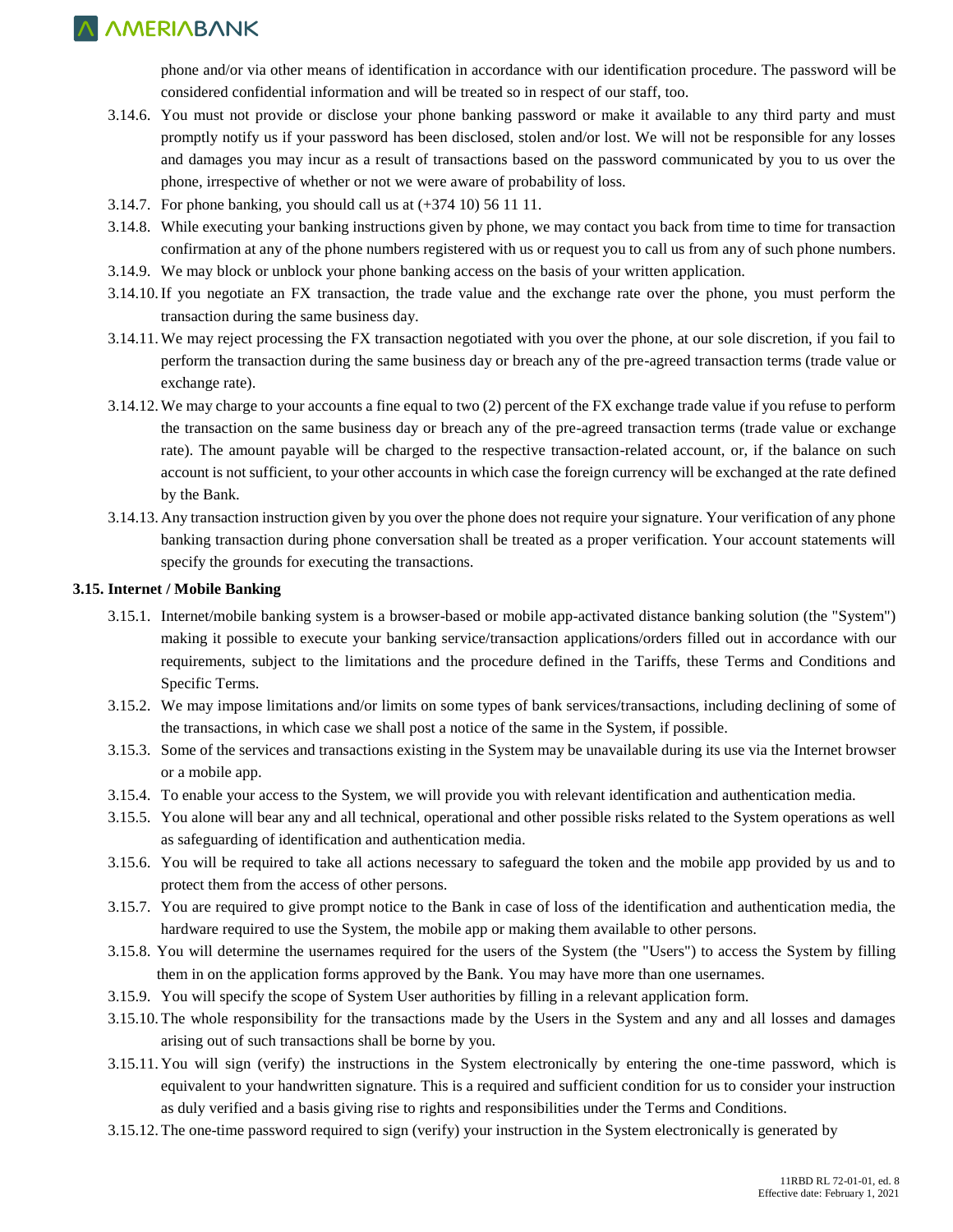phone and/or via other means of identification in accordance with our identification procedure. The password will be considered confidential information and will be treated so in respect of our staff, too.

3.14.6. You must not provide or disclose your phone banking password or make it available to any third party and must promptly notify us if your password has been disclosed, stolen and/or lost. We will not be responsible for any losses and damages you may incur as a result of transactions based on the password communicated by you to us over the phone, irrespective of whether or not we were aware of probability of loss.

3.14.7. For phone banking, you should call us at (+374 10) 56 11 11.

3.14.8. While executing your banking instructions given by phone, we may contact you back from time to time for transaction confirmation at any of the phone numbers registered with us or request you to call us from any of such phone numbers.

3.14.9. We may block or unblock your phone banking access on the basis of your written application.

3.14.10. If you negotiate an FX transaction, the trade value and the exchange rate over the phone, you must perform the transaction during the same business day.

3.14.11. We may reject processing the FX transaction negotiated with you over the phone, at our sole discretion, if you fail to perform the transaction during the same business day or breach any of the pre-agreed transaction terms (trade value or exchange rate).

3.14.12. We may charge to your accounts a fine equal to two (2) percent of the FX exchange trade value if you refuse to perform the transaction on the same business day or breach any of the pre-agreed transaction terms (trade value or exchange rate). The amount payable will be charged to the respective transaction-related account, or, if the balance on such account is not sufficient, to your other accounts in which case the foreign currency will be exchanged at the rate defined by the Bank.

3.14.13. Any transaction instruction given by you over the phone does not require your signature. Your verification of any phone banking transaction during phone conversation shall be treated as a proper verification. Your account statements will specify the grounds for executing the transactions.

**3.15. Internet / Mobile Banking**

3.15.1. Internet/mobile banking system is a browser-based or mobile app-activated distance banking solution (the "System") making it possible to execute your banking service/transaction applications/orders filled out in accordance with our requirements, subject to the limitations and the procedure defined in the Tariffs, these Terms and Conditions and Specific Terms.

3.15.2. We may impose limitations and/or limits on some types of bank services/transactions, including declining of some of the transactions, in which case we shall post a notice of the same in the System, if possible.

3.15.3. Some of the services and transactions existing in the System may be unavailable during its use via the Internet browser or a mobile app.

3.15.4. To enable your access to the System, we will provide you with relevant identification and authentication media.

3.15.5. You alone will bear any and all technical, operational and other possible risks related to the System operations as well as safeguarding of identification and authentication media.

3.15.6. You will be required to take all actions necessary to safeguard the token and the mobile app provided by us and to protect them from the access of other persons.

3.15.7. You are required to give prompt notice to the Bank in case of loss of the identification and authentication media, the hardware required to use the System, the mobile app or making them available to other persons.

3.15.8. You will determine the usernames required for the users of the System (the "Users") to access the System by filling them in on the application forms approved by the Bank. You may have more than one usernames.

3.15.9. You will specify the scope of System User authorities by filling in a relevant application form.

3.15.10. The whole responsibility for the transactions made by the Users in the System and any and all losses and damages arising out of such transactions shall be borne by you.

3.15.11. You will sign (verify) the instructions in the System electronically by entering the one-time password, which is equivalent to your handwritten signature. This is a required and sufficient condition for us to consider your instruction as duly verified and a basis giving rise to rights and responsibilities under the Terms and Conditions.

3.15.12. The one-time password required to sign (verify) your instruction in the System electronically is generated by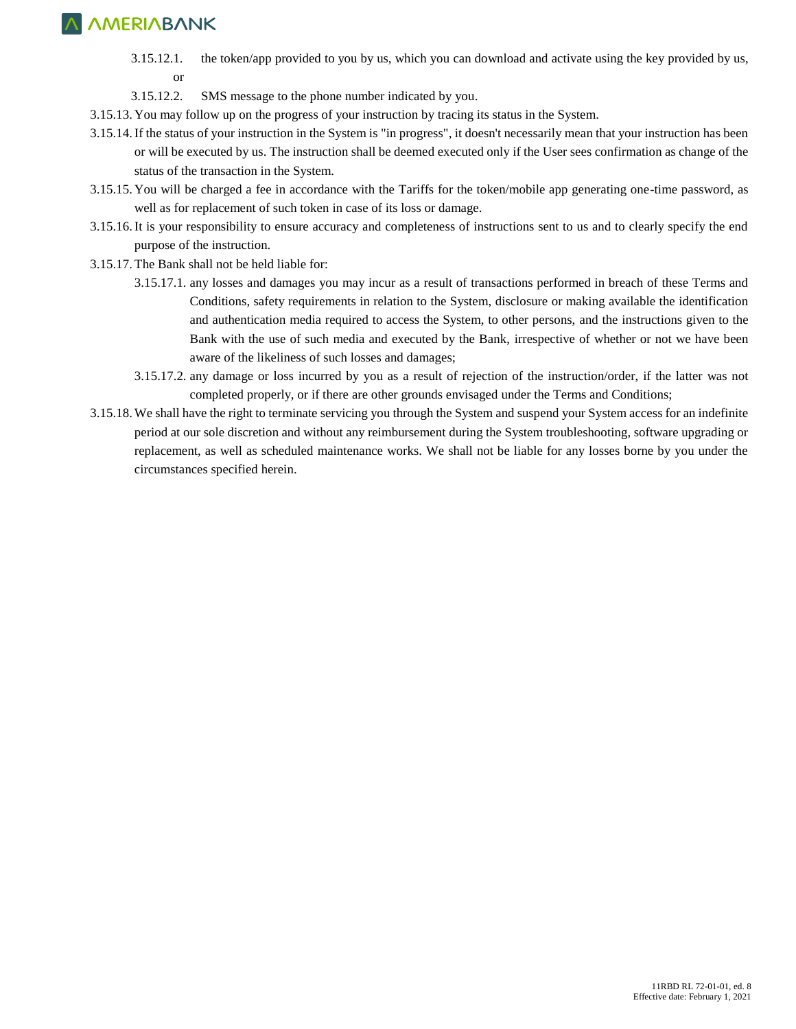3.15.12.1. the token/app provided to you by us, which you can download and activate using the key provided by us, or

3.15.12.2. SMS message to the phone number indicated by you.

3.15.13. You may follow up on the progress of your instruction by tracing its status in the System.

3.15.14. If the status of your instruction in the System is "in progress", it doesn't necessarily mean that your instruction has been or will be executed by us. The instruction shall be deemed executed only if the User sees confirmation as change of the status of the transaction in the System.

3.15.15. You will be charged a fee in accordance with the Tariffs for the token/mobile app generating one-time password, as well as for replacement of such token in case of its loss or damage.

3.15.16. It is your responsibility to ensure accuracy and completeness of instructions sent to us and to clearly specify the end purpose of the instruction.

3.15.17. The Bank shall not be held liable for:

3.15.17.1. any losses and damages you may incur as a result of transactions performed in breach of these Terms and Conditions, safety requirements in relation to the System, disclosure or making available the identification and authentication media required to access the System, to other persons, and the instructions given to the Bank with the use of such media and executed by the Bank, irrespective of whether or not we have been aware of the likeliness of such losses and damages;

3.15.17.2. any damage or loss incurred by you as a result of rejection of the instruction/order, if the latter was not completed properly, or if there are other grounds envisaged under the Terms and Conditions;

3.15.18. We shall have the right to terminate servicing you through the System and suspend your System access for an indefinite period at our sole discretion and without any reimbursement during the System troubleshooting, software upgrading or replacement, as well as scheduled maintenance works. We shall not be liable for any losses borne by you under the circumstances specified herein.